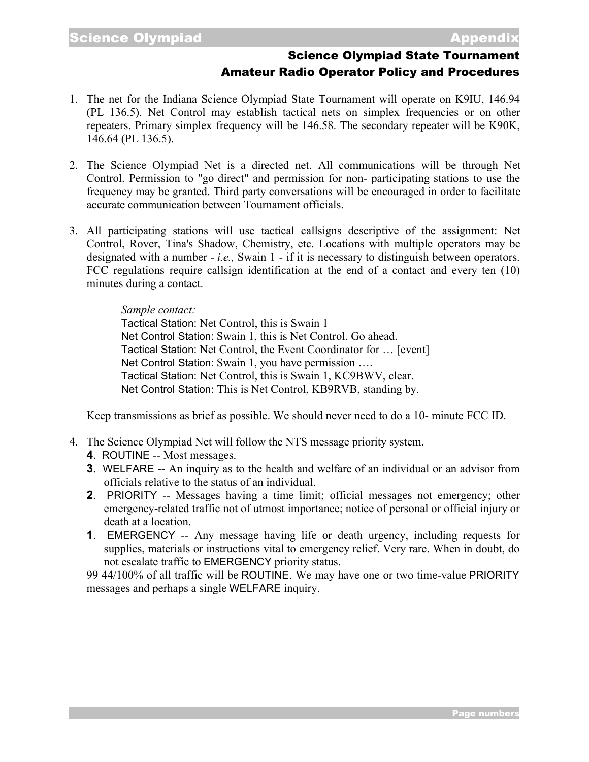## Science Olympiad State Tournament
## Amateur Radio Operator Policy and Procedures

1. The net for the Indiana Science Olympiad State Tournament will operate on K9IU, 146.94 (PL 136.5). Net Control may establish tactical nets on simplex frequencies or on other repeaters. Primary simplex frequency will be 146.58. The secondary repeater will be K90K, 146.64 (PL 136.5).

2. The Science Olympiad Net is a directed net. All communications will be through Net Control. Permission to "go direct" and permission for non- participating stations to use the frequency may be granted. Third party conversations will be encouraged in order to facilitate accurate communication between Tournament officials.

3. All participating stations will use tactical callsigns descriptive of the assignment: Net Control, Rover, Tina's Shadow, Chemistry, etc. Locations with multiple operators may be designated with a number - *i.e.,* Swain 1 - if it is necessary to distinguish between operators. FCC regulations require callsign identification at the end of a contact and every ten (10) minutes during a contact.

   *Sample contact:*
   Tactical Station: Net Control, this is Swain 1
   Net Control Station: Swain 1, this is Net Control. Go ahead.
   Tactical Station: Net Control, the Event Coordinator for … [event]
   Net Control Station: Swain 1, you have permission ….
   Tactical Station: Net Control, this is Swain 1, KC9BWV, clear.
   Net Control Station: This is Net Control, KB9RVB, standing by.

   Keep transmissions as brief as possible. We should never need to do a 10- minute FCC ID.

4. The Science Olympiad Net will follow the NTS message priority system.
   **4**. ROUTINE -- Most messages.
   **3**. WELFARE -- An inquiry as to the health and welfare of an individual or an advisor from officials relative to the status of an individual.
   **2**. PRIORITY -- Messages having a time limit; official messages not emergency; other emergency-related traffic not of utmost importance; notice of personal or official injury or death at a location.
   **1**. EMERGENCY -- Any message having life or death urgency, including requests for supplies, materials or instructions vital to emergency relief. Very rare. When in doubt, do not escalate traffic to EMERGENCY priority status.

   99 44/100% of all traffic will be ROUTINE. We may have one or two time-value PRIORITY messages and perhaps a single WELFARE inquiry.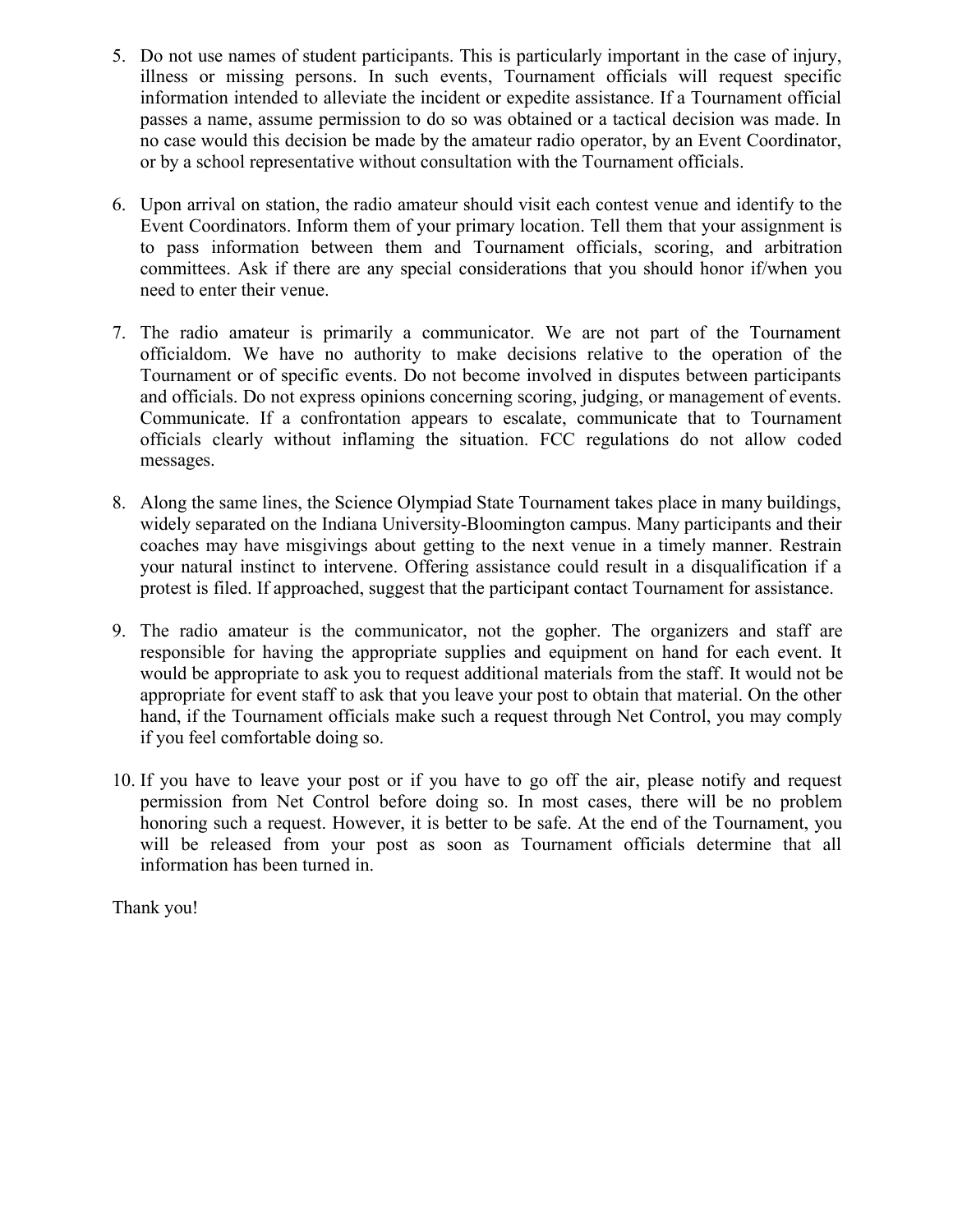5. Do not use names of student participants. This is particularly important in the case of injury, illness or missing persons. In such events, Tournament officials will request specific information intended to alleviate the incident or expedite assistance. If a Tournament official passes a name, assume permission to do so was obtained or a tactical decision was made. In no case would this decision be made by the amateur radio operator, by an Event Coordinator, or by a school representative without consultation with the Tournament officials.

6. Upon arrival on station, the radio amateur should visit each contest venue and identify to the Event Coordinators. Inform them of your primary location. Tell them that your assignment is to pass information between them and Tournament officials, scoring, and arbitration committees. Ask if there are any special considerations that you should honor if/when you need to enter their venue.

7. The radio amateur is primarily a communicator. We are not part of the Tournament officialdom. We have no authority to make decisions relative to the operation of the Tournament or of specific events. Do not become involved in disputes between participants and officials. Do not express opinions concerning scoring, judging, or management of events. Communicate. If a confrontation appears to escalate, communicate that to Tournament officials clearly without inflaming the situation. FCC regulations do not allow coded messages.

8. Along the same lines, the Science Olympiad State Tournament takes place in many buildings, widely separated on the Indiana University-Bloomington campus. Many participants and their coaches may have misgivings about getting to the next venue in a timely manner. Restrain your natural instinct to intervene. Offering assistance could result in a disqualification if a protest is filed. If approached, suggest that the participant contact Tournament for assistance.

9. The radio amateur is the communicator, not the gopher. The organizers and staff are responsible for having the appropriate supplies and equipment on hand for each event. It would be appropriate to ask you to request additional materials from the staff. It would not be appropriate for event staff to ask that you leave your post to obtain that material. On the other hand, if the Tournament officials make such a request through Net Control, you may comply if you feel comfortable doing so.

10. If you have to leave your post or if you have to go off the air, please notify and request permission from Net Control before doing so. In most cases, there will be no problem honoring such a request. However, it is better to be safe. At the end of the Tournament, you will be released from your post as soon as Tournament officials determine that all information has been turned in.

Thank you!